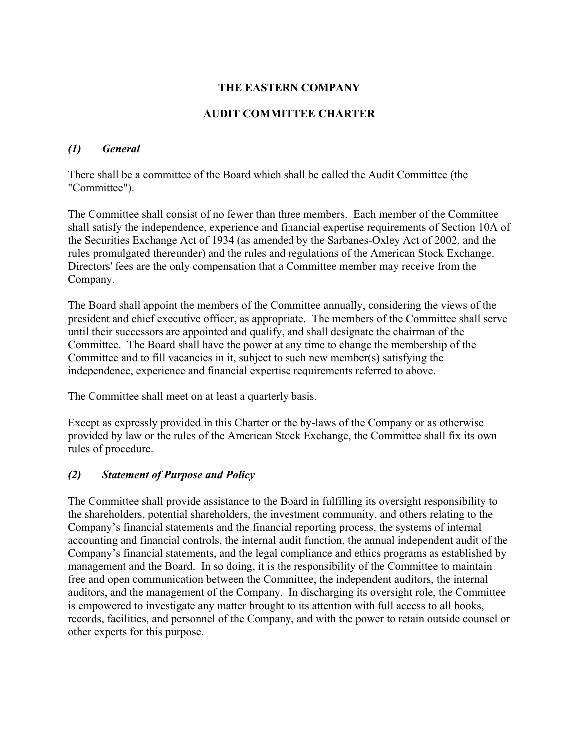# THE EASTERN COMPANY

## AUDIT COMMITTEE CHARTER

### *(1) General*

There shall be a committee of the Board which shall be called the Audit Committee (the "Committee").

The Committee shall consist of no fewer than three members. Each member of the Committee shall satisfy the independence, experience and financial expertise requirements of Section 10A of the Securities Exchange Act of 1934 (as amended by the Sarbanes-Oxley Act of 2002, and the rules promulgated thereunder) and the rules and regulations of the American Stock Exchange. Directors' fees are the only compensation that a Committee member may receive from the Company.

The Board shall appoint the members of the Committee annually, considering the views of the president and chief executive officer, as appropriate. The members of the Committee shall serve until their successors are appointed and qualify, and shall designate the chairman of the Committee. The Board shall have the power at any time to change the membership of the Committee and to fill vacancies in it, subject to such new member(s) satisfying the independence, experience and financial expertise requirements referred to above.

The Committee shall meet on at least a quarterly basis.

Except as expressly provided in this Charter or the by-laws of the Company or as otherwise provided by law or the rules of the American Stock Exchange, the Committee shall fix its own rules of procedure.

### *(2) Statement of Purpose and Policy*

The Committee shall provide assistance to the Board in fulfilling its oversight responsibility to the shareholders, potential shareholders, the investment community, and others relating to the Company's financial statements and the financial reporting process, the systems of internal accounting and financial controls, the internal audit function, the annual independent audit of the Company's financial statements, and the legal compliance and ethics programs as established by management and the Board. In so doing, it is the responsibility of the Committee to maintain free and open communication between the Committee, the independent auditors, the internal auditors, and the management of the Company. In discharging its oversight role, the Committee is empowered to investigate any matter brought to its attention with full access to all books, records, facilities, and personnel of the Company, and with the power to retain outside counsel or other experts for this purpose.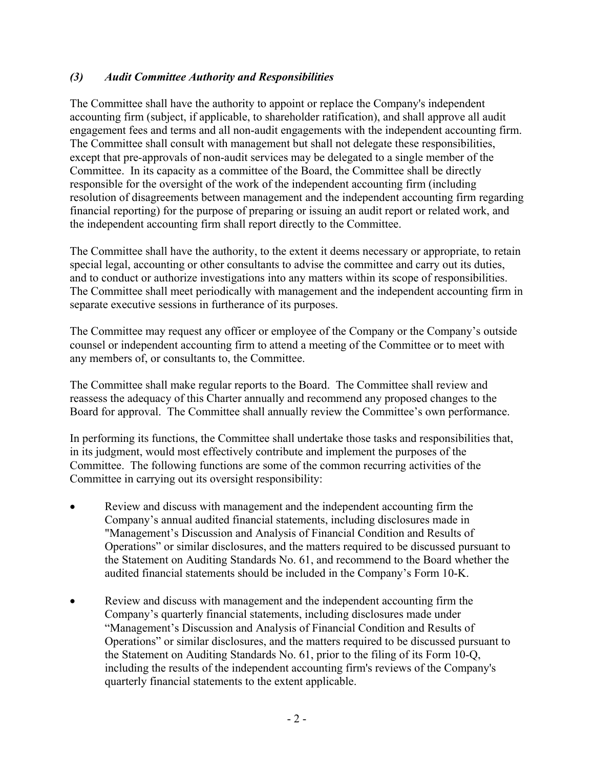### *(3) Audit Committee Authority and Responsibilities*

The Committee shall have the authority to appoint or replace the Company's independent accounting firm (subject, if applicable, to shareholder ratification), and shall approve all audit engagement fees and terms and all non-audit engagements with the independent accounting firm. The Committee shall consult with management but shall not delegate these responsibilities, except that pre-approvals of non-audit services may be delegated to a single member of the Committee. In its capacity as a committee of the Board, the Committee shall be directly responsible for the oversight of the work of the independent accounting firm (including resolution of disagreements between management and the independent accounting firm regarding financial reporting) for the purpose of preparing or issuing an audit report or related work, and the independent accounting firm shall report directly to the Committee.

The Committee shall have the authority, to the extent it deems necessary or appropriate, to retain special legal, accounting or other consultants to advise the committee and carry out its duties, and to conduct or authorize investigations into any matters within its scope of responsibilities. The Committee shall meet periodically with management and the independent accounting firm in separate executive sessions in furtherance of its purposes.

The Committee may request any officer or employee of the Company or the Company's outside counsel or independent accounting firm to attend a meeting of the Committee or to meet with any members of, or consultants to, the Committee.

The Committee shall make regular reports to the Board. The Committee shall review and reassess the adequacy of this Charter annually and recommend any proposed changes to the Board for approval. The Committee shall annually review the Committee's own performance.

In performing its functions, the Committee shall undertake those tasks and responsibilities that, in its judgment, would most effectively contribute and implement the purposes of the Committee. The following functions are some of the common recurring activities of the Committee in carrying out its oversight responsibility:

- Review and discuss with management and the independent accounting firm the Company's annual audited financial statements, including disclosures made in "Management's Discussion and Analysis of Financial Condition and Results of Operations" or similar disclosures, and the matters required to be discussed pursuant to the Statement on Auditing Standards No. 61, and recommend to the Board whether the audited financial statements should be included in the Company's Form 10-K.

- Review and discuss with management and the independent accounting firm the Company's quarterly financial statements, including disclosures made under "Management's Discussion and Analysis of Financial Condition and Results of Operations" or similar disclosures, and the matters required to be discussed pursuant to the Statement on Auditing Standards No. 61, prior to the filing of its Form 10-Q, including the results of the independent accounting firm's reviews of the Company's quarterly financial statements to the extent applicable.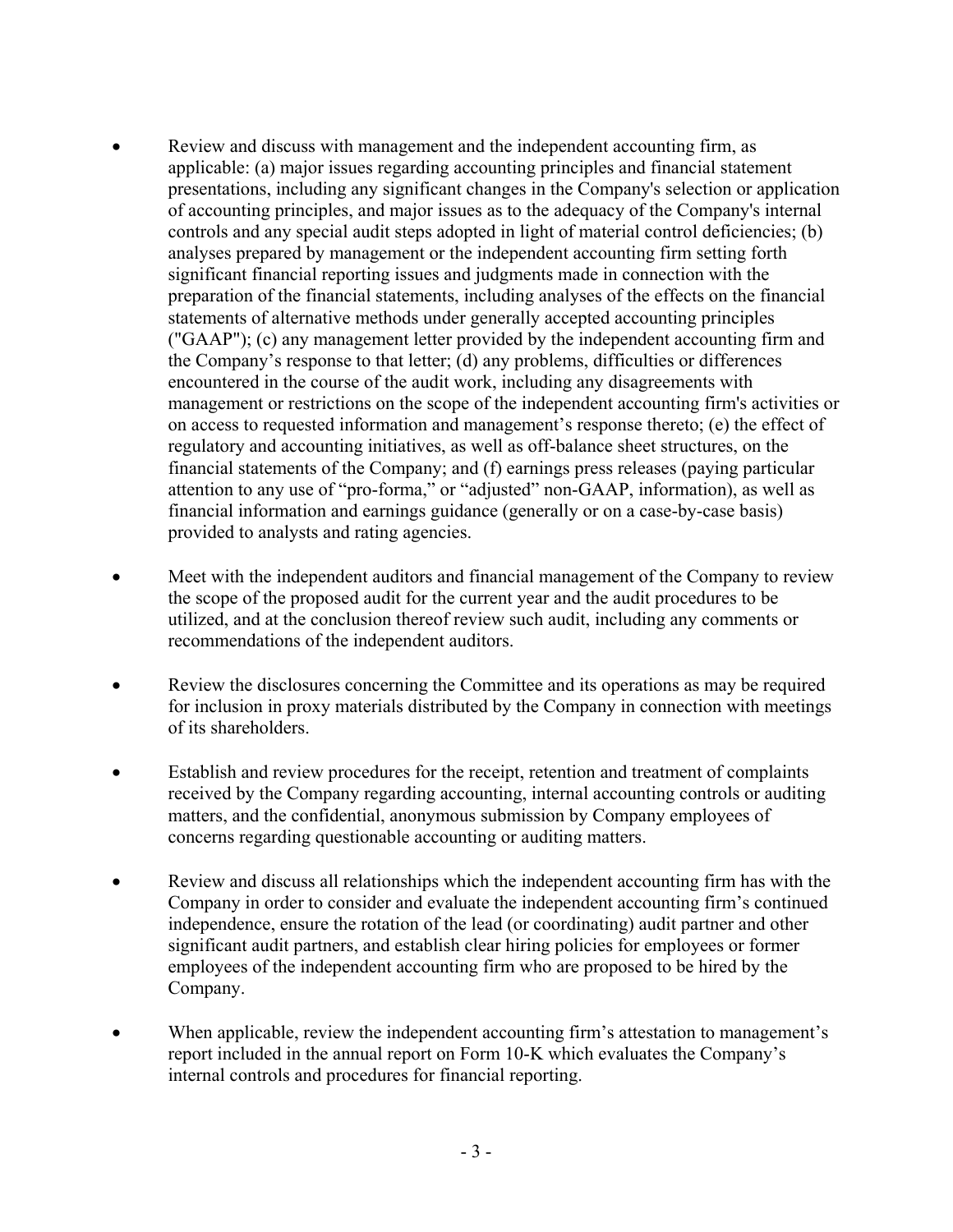- Review and discuss with management and the independent accounting firm, as applicable: (a) major issues regarding accounting principles and financial statement presentations, including any significant changes in the Company's selection or application of accounting principles, and major issues as to the adequacy of the Company's internal controls and any special audit steps adopted in light of material control deficiencies; (b) analyses prepared by management or the independent accounting firm setting forth significant financial reporting issues and judgments made in connection with the preparation of the financial statements, including analyses of the effects on the financial statements of alternative methods under generally accepted accounting principles ("GAAP"); (c) any management letter provided by the independent accounting firm and the Company's response to that letter; (d) any problems, difficulties or differences encountered in the course of the audit work, including any disagreements with management or restrictions on the scope of the independent accounting firm's activities or on access to requested information and management's response thereto; (e) the effect of regulatory and accounting initiatives, as well as off-balance sheet structures, on the financial statements of the Company; and (f) earnings press releases (paying particular attention to any use of "pro-forma," or "adjusted" non-GAAP, information), as well as financial information and earnings guidance (generally or on a case-by-case basis) provided to analysts and rating agencies.

- Meet with the independent auditors and financial management of the Company to review the scope of the proposed audit for the current year and the audit procedures to be utilized, and at the conclusion thereof review such audit, including any comments or recommendations of the independent auditors.

- Review the disclosures concerning the Committee and its operations as may be required for inclusion in proxy materials distributed by the Company in connection with meetings of its shareholders.

- Establish and review procedures for the receipt, retention and treatment of complaints received by the Company regarding accounting, internal accounting controls or auditing matters, and the confidential, anonymous submission by Company employees of concerns regarding questionable accounting or auditing matters.

- Review and discuss all relationships which the independent accounting firm has with the Company in order to consider and evaluate the independent accounting firm's continued independence, ensure the rotation of the lead (or coordinating) audit partner and other significant audit partners, and establish clear hiring policies for employees or former employees of the independent accounting firm who are proposed to be hired by the Company.

- When applicable, review the independent accounting firm's attestation to management's report included in the annual report on Form 10-K which evaluates the Company's internal controls and procedures for financial reporting.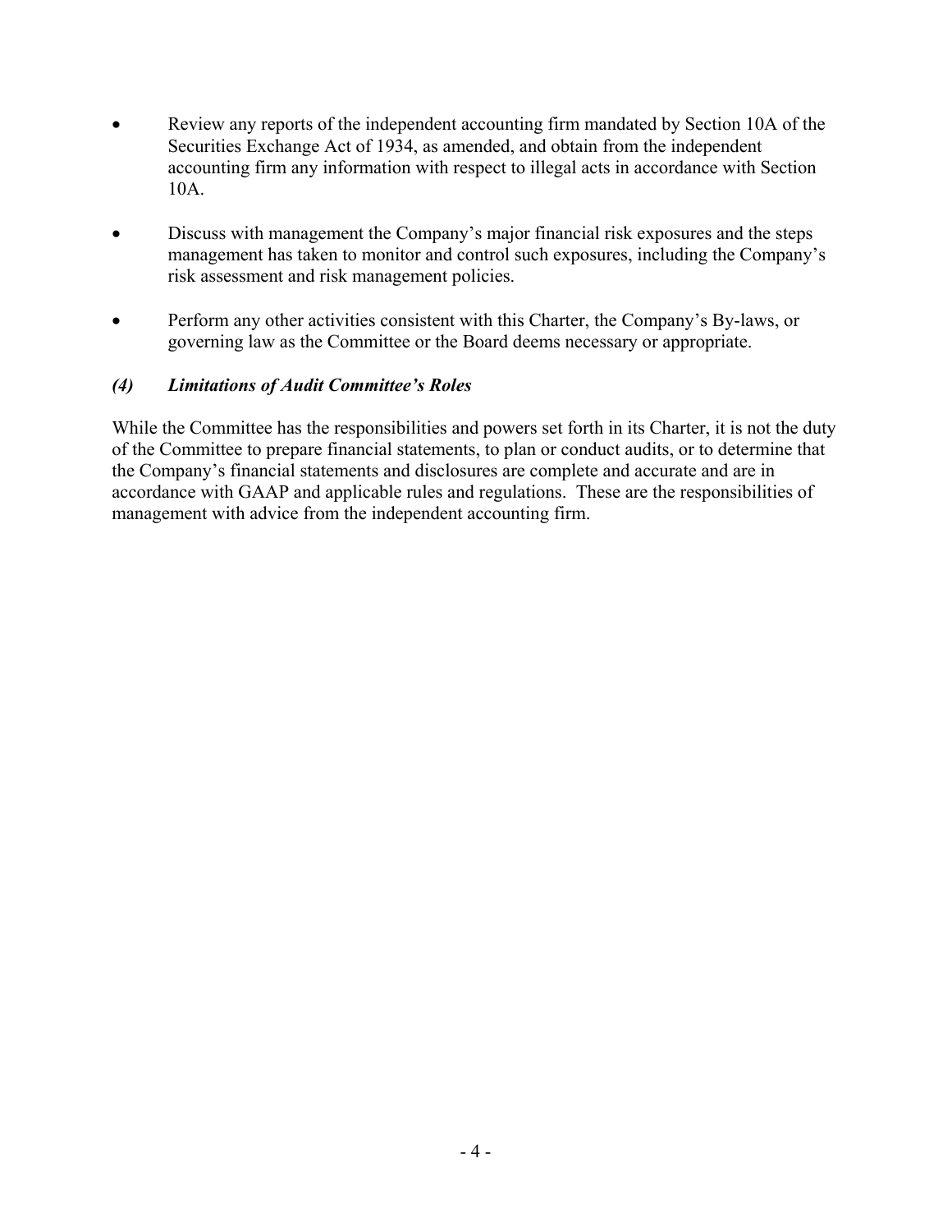- Review any reports of the independent accounting firm mandated by Section 10A of the Securities Exchange Act of 1934, as amended, and obtain from the independent accounting firm any information with respect to illegal acts in accordance with Section 10A.

- Discuss with management the Company's major financial risk exposures and the steps management has taken to monitor and control such exposures, including the Company's risk assessment and risk management policies.

- Perform any other activities consistent with this Charter, the Company's By-laws, or governing law as the Committee or the Board deems necessary or appropriate.

### *(4) Limitations of Audit Committee's Roles*

While the Committee has the responsibilities and powers set forth in its Charter, it is not the duty of the Committee to prepare financial statements, to plan or conduct audits, or to determine that the Company's financial statements and disclosures are complete and accurate and are in accordance with GAAP and applicable rules and regulations. These are the responsibilities of management with advice from the independent accounting firm.